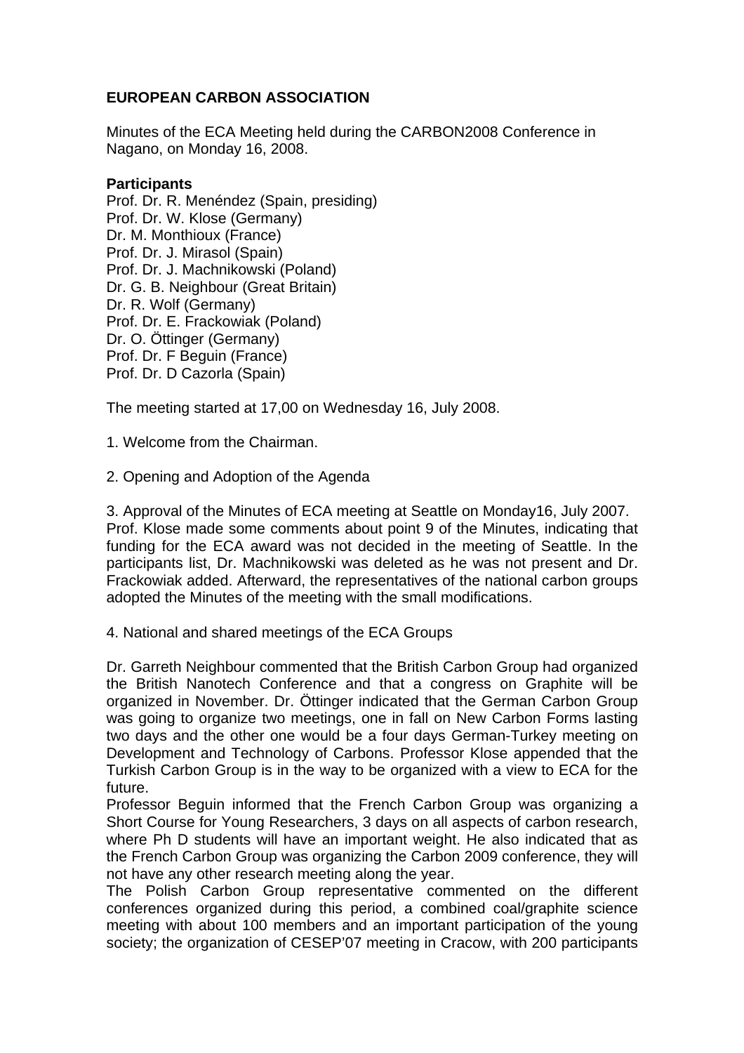**EUROPEAN CARBON ASSOCIATION**

Minutes of the ECA Meeting held during the CARBON2008 Conference in Nagano, on Monday 16, 2008.

**Participants**

Prof. Dr. R. Menéndez (Spain, presiding)
Prof. Dr. W. Klose (Germany)
Dr. M. Monthioux (France)
Prof. Dr. J. Mirasol (Spain)
Prof. Dr. J. Machnikowski (Poland)
Dr. G. B. Neighbour (Great Britain)
Dr. R. Wolf (Germany)
Prof. Dr. E. Frackowiak (Poland)
Dr. O. Öttinger (Germany)
Prof. Dr. F Beguin (France)
Prof. Dr. D Cazorla (Spain)

The meeting started at 17,00 on Wednesday 16, July 2008.

1. Welcome from the Chairman.

2. Opening and Adoption of the Agenda

3. Approval of the Minutes of ECA meeting at Seattle on Monday16, July 2007.
Prof. Klose made some comments about point 9 of the Minutes, indicating that funding for the ECA award was not decided in the meeting of Seattle. In the participants list, Dr. Machnikowski was deleted as he was not present and Dr. Frackowiak added. Afterward, the representatives of the national carbon groups adopted the Minutes of the meeting with the small modifications.

4. National and shared meetings of the ECA Groups

Dr. Garreth Neighbour commented that the British Carbon Group had organized the British Nanotech Conference and that a congress on Graphite will be organized in November. Dr. Öttinger indicated that the German Carbon Group was going to organize two meetings, one in fall on New Carbon Forms lasting two days and the other one would be a four days German-Turkey meeting on Development and Technology of Carbons. Professor Klose appended that the Turkish Carbon Group is in the way to be organized with a view to ECA for the future.
Professor Beguin informed that the French Carbon Group was organizing a Short Course for Young Researchers, 3 days on all aspects of carbon research, where Ph D students will have an important weight. He also indicated that as the French Carbon Group was organizing the Carbon 2009 conference, they will not have any other research meeting along the year.
The Polish Carbon Group representative commented on the different conferences organized during this period, a combined coal/graphite science meeting with about 100 members and an important participation of the young society; the organization of CESEP'07 meeting in Cracow, with 200 participants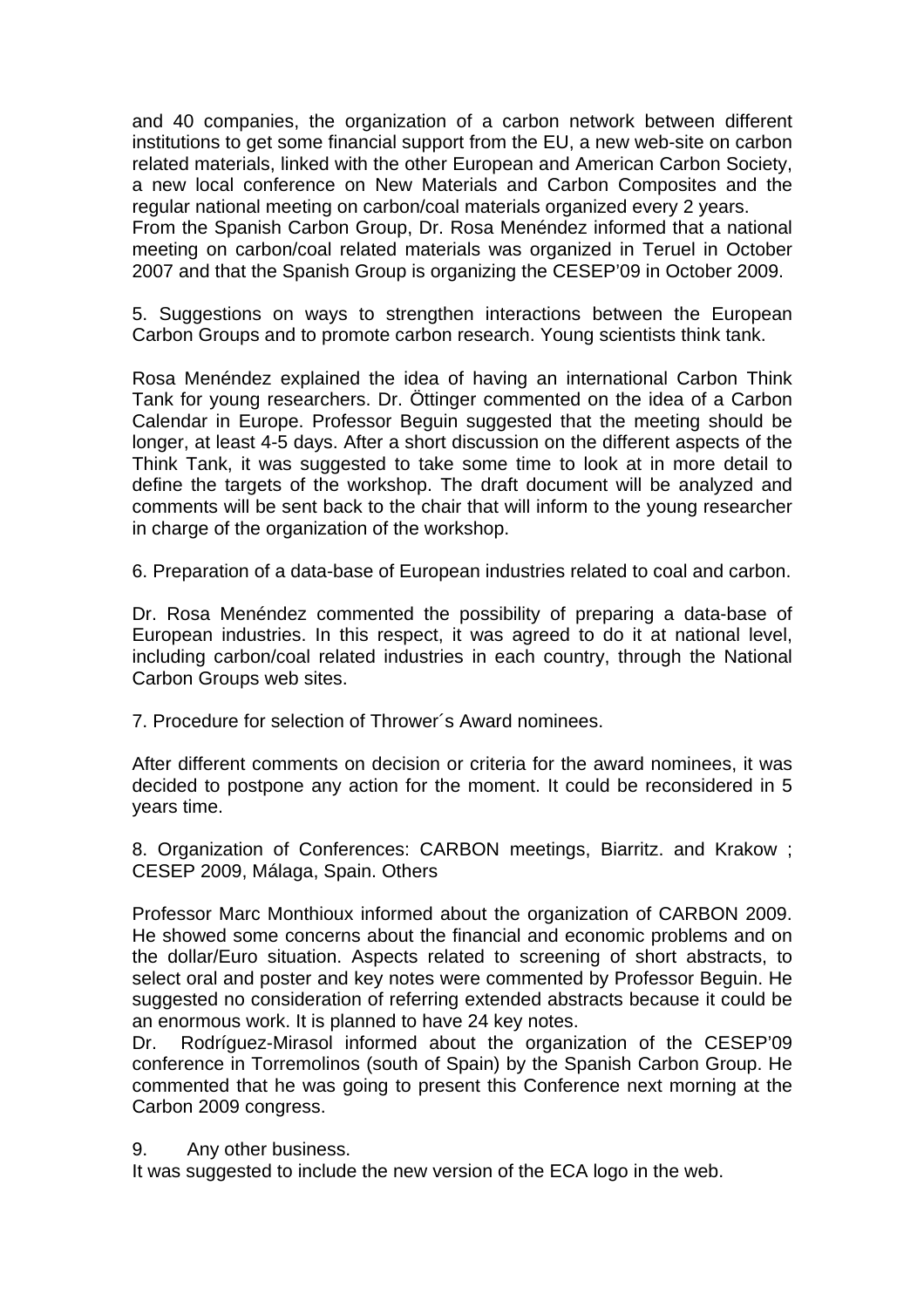and 40 companies, the organization of a carbon network between different institutions to get some financial support from the EU, a new web-site on carbon related materials, linked with the other European and American Carbon Society, a new local conference on New Materials and Carbon Composites and the regular national meeting on carbon/coal materials organized every 2 years.
From the Spanish Carbon Group, Dr. Rosa Menéndez informed that a national meeting on carbon/coal related materials was organized in Teruel in October 2007 and that the Spanish Group is organizing the CESEP'09 in October 2009.

5. Suggestions on ways to strengthen interactions between the European Carbon Groups and to promote carbon research. Young scientists think tank.

Rosa Menéndez explained the idea of having an international Carbon Think Tank for young researchers. Dr. Öttinger commented on the idea of a Carbon Calendar in Europe. Professor Beguin suggested that the meeting should be longer, at least 4-5 days. After a short discussion on the different aspects of the Think Tank, it was suggested to take some time to look at in more detail to define the targets of the workshop. The draft document will be analyzed and comments will be sent back to the chair that will inform to the young researcher in charge of the organization of the workshop.

6. Preparation of a data-base of European industries related to coal and carbon.

Dr. Rosa Menéndez commented the possibility of preparing a data-base of European industries. In this respect, it was agreed to do it at national level, including carbon/coal related industries in each country, through the National Carbon Groups web sites.

7. Procedure for selection of Thrower´s Award nominees.

After different comments on decision or criteria for the award nominees, it was decided to postpone any action for the moment. It could be reconsidered in 5 years time.

8. Organization of Conferences: CARBON meetings, Biarritz. and Krakow ; CESEP 2009, Málaga, Spain. Others

Professor Marc Monthioux informed about the organization of CARBON 2009. He showed some concerns about the financial and economic problems and on the dollar/Euro situation. Aspects related to screening of short abstracts, to select oral and poster and key notes were commented by Professor Beguin. He suggested no consideration of referring extended abstracts because it could be an enormous work. It is planned to have 24 key notes.
Dr. Rodríguez-Mirasol informed about the organization of the CESEP'09 conference in Torremolinos (south of Spain) by the Spanish Carbon Group. He commented that he was going to present this Conference next morning at the Carbon 2009 congress.

9. Any other business.
It was suggested to include the new version of the ECA logo in the web.